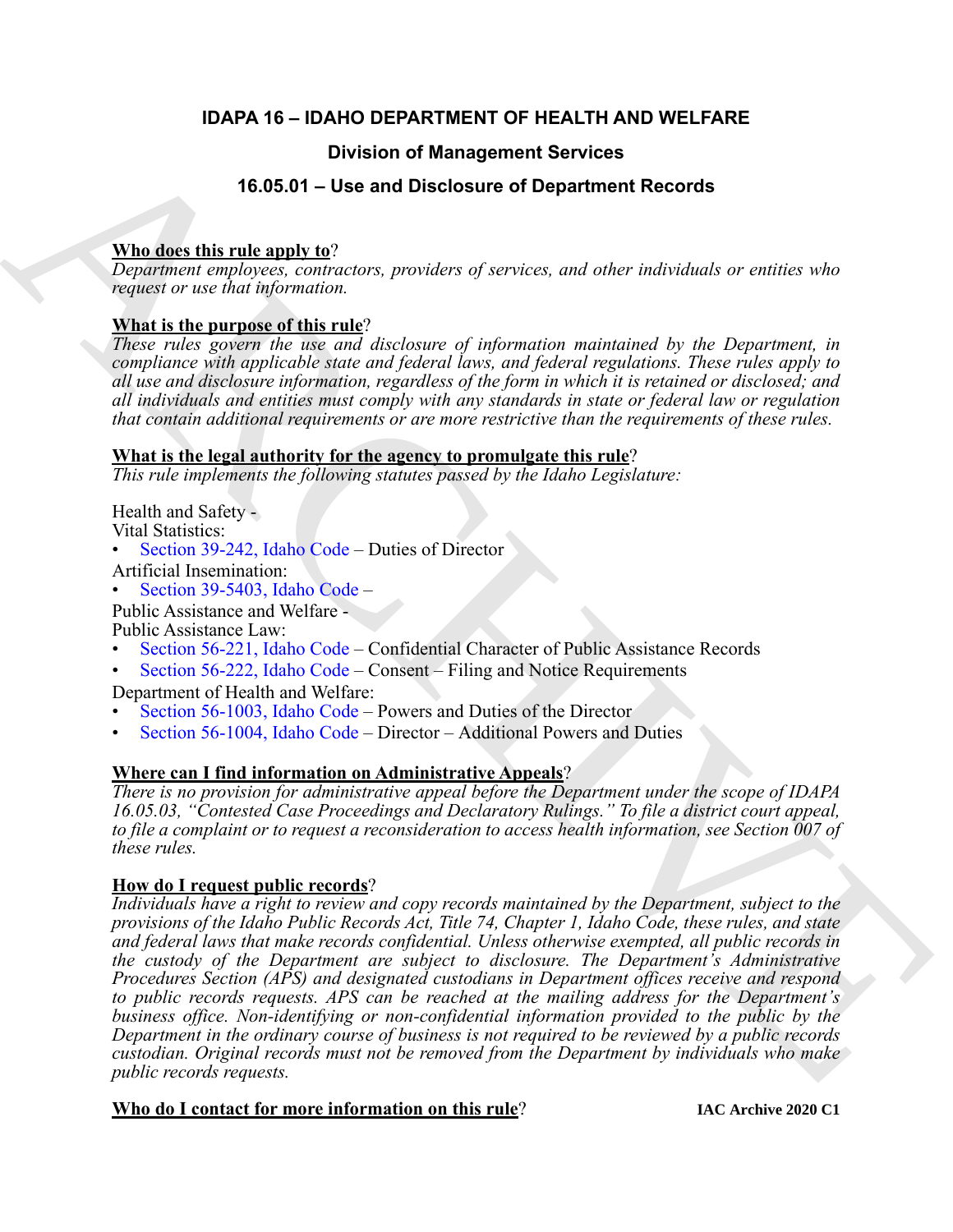# IDAPA 16 – IDAHO DEPARTMENT OF HEALTH AND WELFARE

## Division of Management Services

## 16.05.01 – Use and Disclosure of Department Records

**Who does this rule apply to**?

*Department employees, contractors, providers of services, and other individuals or entities who request or use that information.*

**What is the purpose of this rule**?

*These rules govern the use and disclosure of information maintained by the Department, in compliance with applicable state and federal laws, and federal regulations. These rules apply to all use and disclosure information, regardless of the form in which it is retained or disclosed; and all individuals and entities must comply with any standards in state or federal law or regulation that contain additional requirements or are more restrictive than the requirements of these rules.*

**What is the legal authority for the agency to promulgate this rule**?

*This rule implements the following statutes passed by the Idaho Legislature:*

Health and Safety -
Vital Statistics:
- Section 39-242, Idaho Code – Duties of Director

Artificial Insemination:
- Section 39-5403, Idaho Code –

Public Assistance and Welfare -
Public Assistance Law:
- Section 56-221, Idaho Code – Confidential Character of Public Assistance Records
- Section 56-222, Idaho Code – Consent – Filing and Notice Requirements

Department of Health and Welfare:
- Section 56-1003, Idaho Code – Powers and Duties of the Director
- Section 56-1004, Idaho Code – Director – Additional Powers and Duties

**Where can I find information on Administrative Appeals**?

*There is no provision for administrative appeal before the Department under the scope of IDAPA 16.05.03, "Contested Case Proceedings and Declaratory Rulings." To file a district court appeal, to file a complaint or to request a reconsideration to access health information, see Section 007 of these rules.*

**How do I request public records**?

*Individuals have a right to review and copy records maintained by the Department, subject to the provisions of the Idaho Public Records Act, Title 74, Chapter 1, Idaho Code, these rules, and state and federal laws that make records confidential. Unless otherwise exempted, all public records in the custody of the Department are subject to disclosure. The Department's Administrative Procedures Section (APS) and designated custodians in Department offices receive and respond to public records requests. APS can be reached at the mailing address for the Department's business office. Non-identifying or non-confidential information provided to the public by the Department in the ordinary course of business is not required to be reviewed by a public records custodian. Original records must not be removed from the Department by individuals who make public records requests.*

**Who do I contact for more information on this rule**?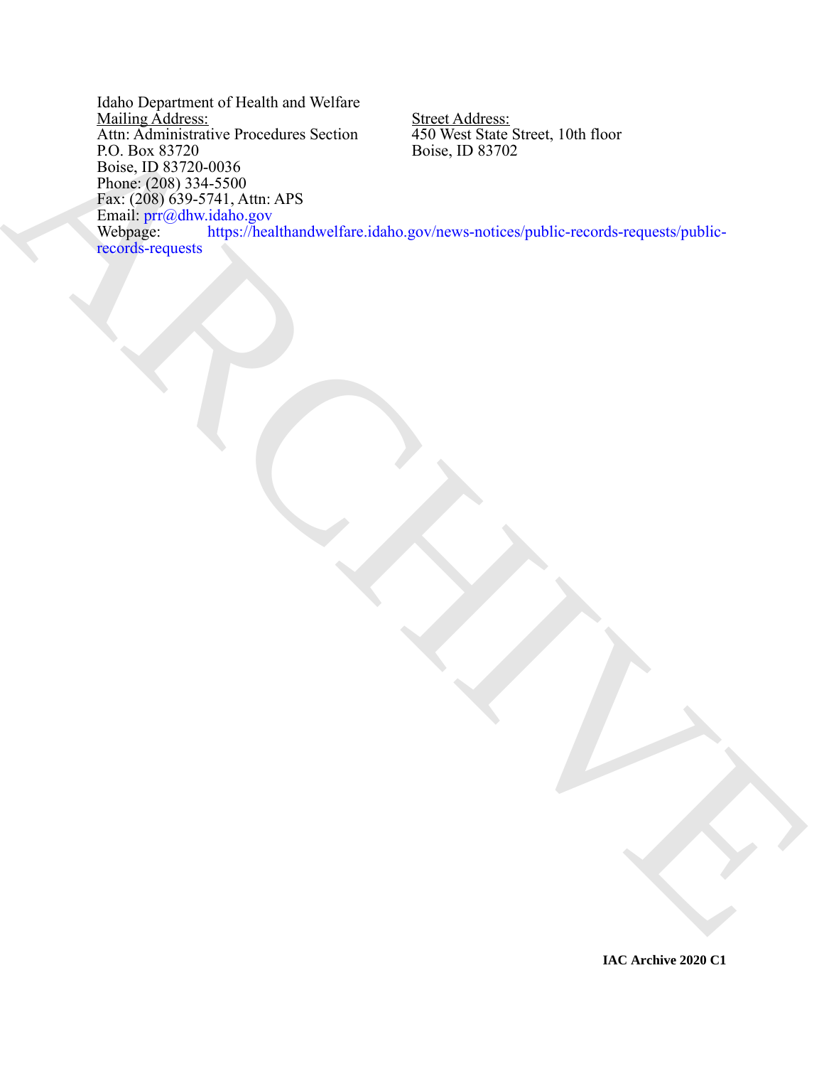Idaho Department of Health and Welfare

Mailing Address:
Attn: Administrative Procedures Section
P.O. Box 83720
Boise, ID 83720-0036
Phone: (208) 334-5500
Fax: (208) 639-5741, Attn: APS
Email: prr@dhw.idaho.gov
Webpage: https://healthandwelfare.idaho.gov/news-notices/public-records-requests/public-records-requests

Street Address:
450 West State Street, 10th floor
Boise, ID 83702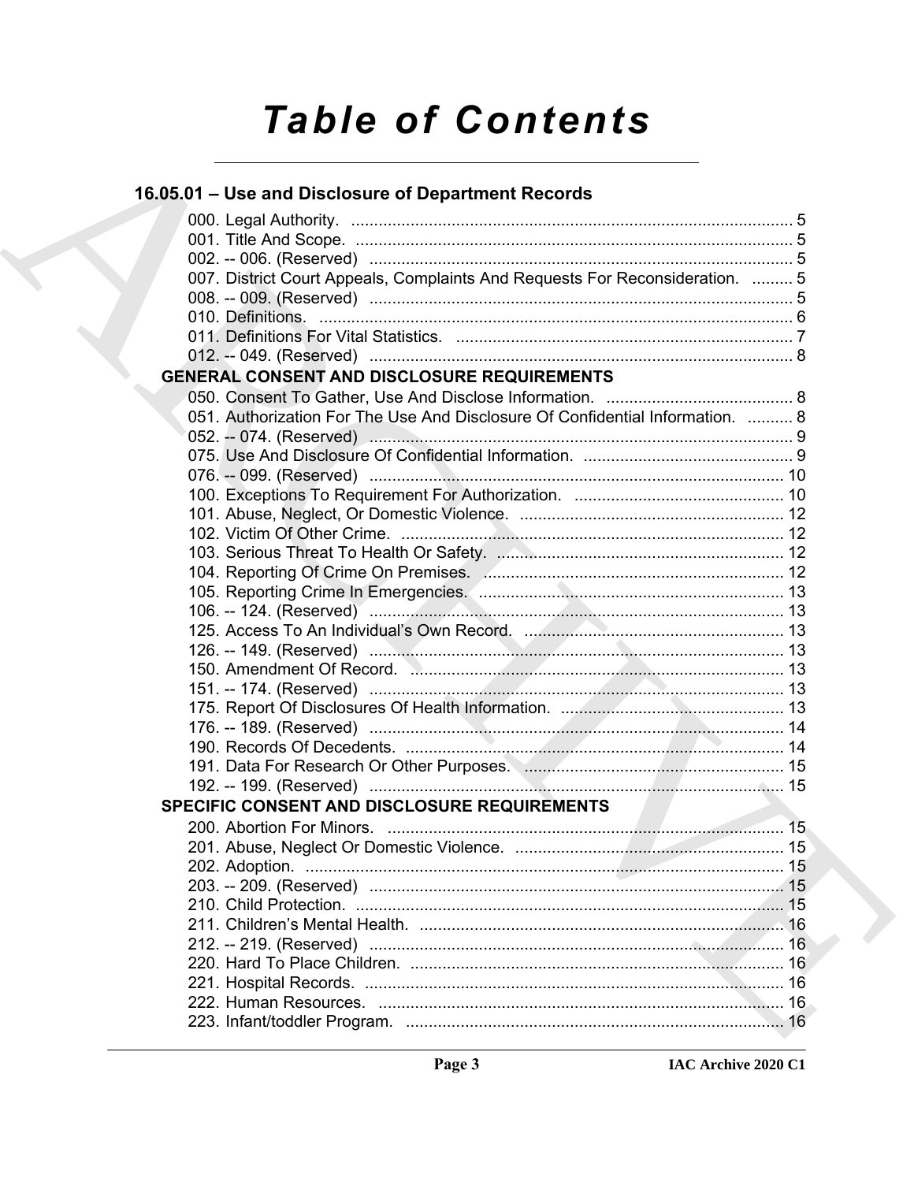# Table of Contents

## 16.05.01 – Use and Disclosure of Department Records

000. Legal Authority. ............................................................................................ 5
001. Title And Scope. ............................................................................................ 5
002. -- 006. (Reserved) ........................................................................................ 5
007. District Court Appeals, Complaints And Requests For Reconsideration. ......... 5
008. -- 009. (Reserved) ........................................................................................ 5
010. Definitions. .................................................................................................... 6
011. Definitions For Vital Statistics. ....................................................................... 7
012. -- 049. (Reserved) ........................................................................................ 8

### GENERAL CONSENT AND DISCLOSURE REQUIREMENTS

050. Consent To Gather, Use And Disclose Information. ......................................... 8
051. Authorization For The Use And Disclosure Of Confidential Information. .......... 8
052. -- 074. (Reserved) ........................................................................................ 9
075. Use And Disclosure Of Confidential Information. .............................................. 9
076. -- 099. (Reserved) ........................................................................................ 10
100. Exceptions To Requirement For Authorization. .............................................. 10
101. Abuse, Neglect, Or Domestic Violence. .......................................................... 12
102. Victim Of Other Crime. .................................................................................... 12
103. Serious Threat To Health Or Safety. ............................................................... 12
104. Reporting Of Crime On Premises. .................................................................. 12
105. Reporting Crime In Emergencies. ................................................................... 13
106. -- 124. (Reserved) ........................................................................................ 13
125. Access To An Individual's Own Record. ......................................................... 13
126. -- 149. (Reserved) ........................................................................................ 13
150. Amendment Of Record. .................................................................................. 13
151. -- 174. (Reserved) ........................................................................................ 13
175. Report Of Disclosures Of Health Information. ................................................. 13
176. -- 189. (Reserved) ........................................................................................ 14
190. Records Of Decedents. ................................................................................... 14
191. Data For Research Or Other Purposes. .......................................................... 15
192. -- 199. (Reserved) ........................................................................................ 15

### SPECIFIC CONSENT AND DISCLOSURE REQUIREMENTS

200. Abortion For Minors. ....................................................................................... 15
201. Abuse, Neglect Or Domestic Violence. ........................................................... 15
202. Adoption. ........................................................................................................ 15
203. -- 209. (Reserved) ........................................................................................ 15
210. Child Protection. ............................................................................................. 15
211. Children's Mental Health. ................................................................................ 16
212. -- 219. (Reserved) ........................................................................................ 16
220. Hard To Place Children. .................................................................................. 16
221. Hospital Records. ............................................................................................ 16
222. Human Resources. ......................................................................................... 16
223. Infant/toddler Program. ................................................................................... 16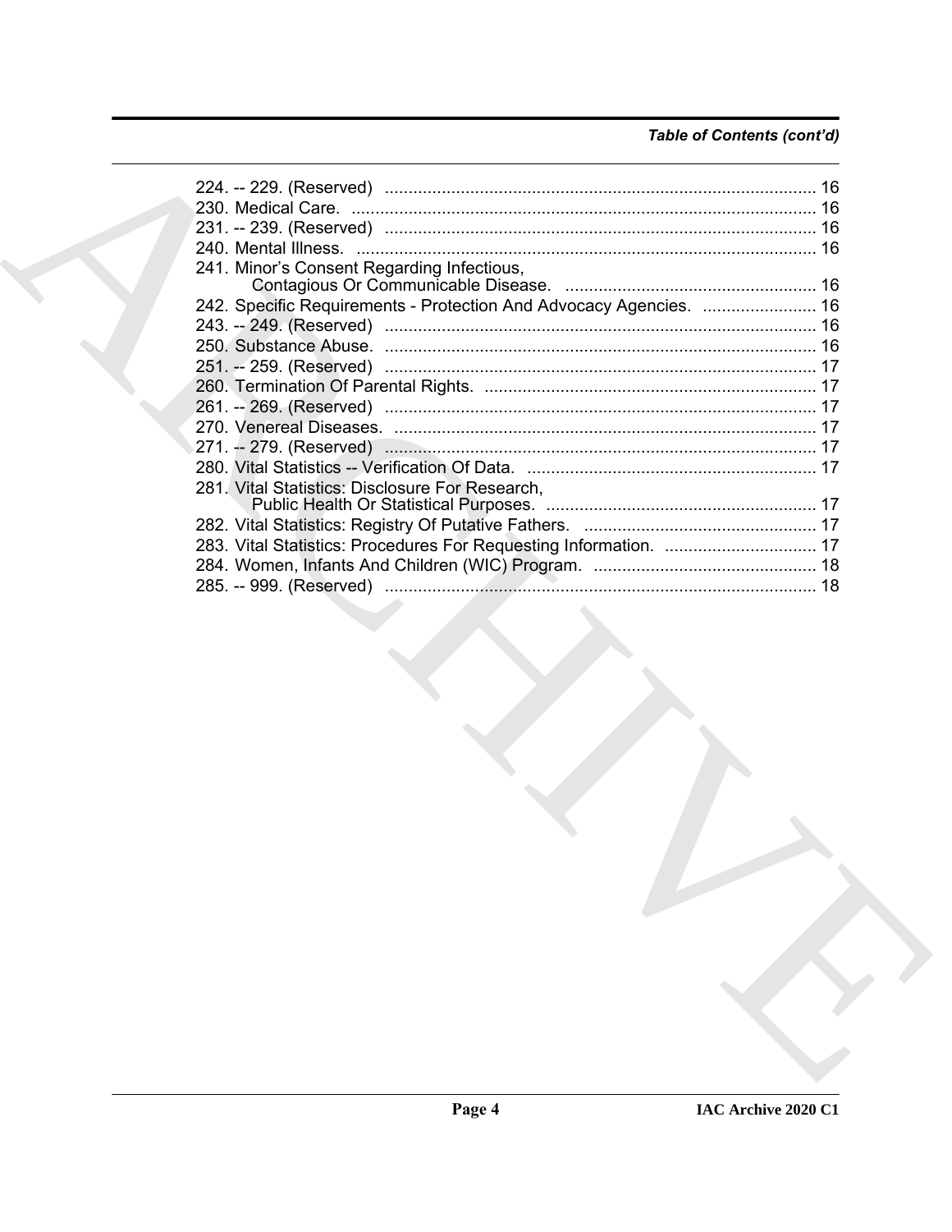*Table of Contents (cont'd)*

224. -- 229. (Reserved) .......................................................................................... 16
230. Medical Care. ................................................................................................. 16
231. -- 239. (Reserved) .......................................................................................... 16
240. Mental Illness. ................................................................................................ 16
241. Minor's Consent Regarding Infectious, Contagious Or Communicable Disease. .................................................... 16
242. Specific Requirements - Protection And Advocacy Agencies. ........................ 16
243. -- 249. (Reserved) .......................................................................................... 16
250. Substance Abuse. .......................................................................................... 16
251. -- 259. (Reserved) .......................................................................................... 17
260. Termination Of Parental Rights. ...................................................................... 17
261. -- 269. (Reserved) .......................................................................................... 17
270. Venereal Diseases. ........................................................................................ 17
271. -- 279. (Reserved) .......................................................................................... 17
280. Vital Statistics -- Verification Of Data. ............................................................ 17
281. Vital Statistics: Disclosure For Research, Public Health Or Statistical Purposes. ......................................................... 17
282. Vital Statistics: Registry Of Putative Fathers. ................................................. 17
283. Vital Statistics: Procedures For Requesting Information. ................................ 17
284. Women, Infants And Children (WIC) Program. ............................................... 18
285. -- 999. (Reserved) .......................................................................................... 18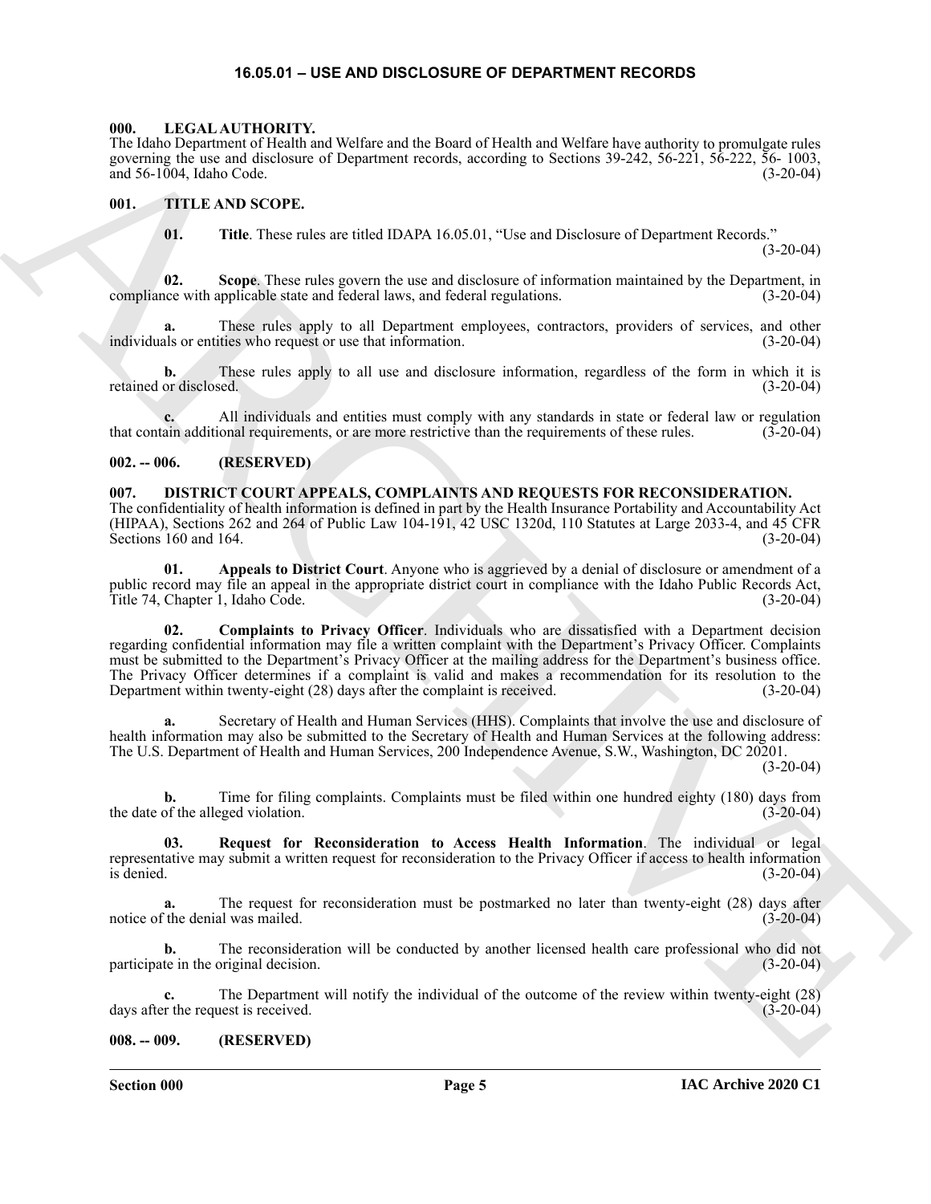# 16.05.01 – USE AND DISCLOSURE OF DEPARTMENT RECORDS

**000. LEGAL AUTHORITY.**

The Idaho Department of Health and Welfare and the Board of Health and Welfare have authority to promulgate rules governing the use and disclosure of Department records, according to Sections 39-242, 56-221, 56-222, 56- 1003, and 56-1004, Idaho Code. (3-20-04)

**001. TITLE AND SCOPE.**

**01. Title**. These rules are titled IDAPA 16.05.01, "Use and Disclosure of Department Records." (3-20-04)

**02. Scope**. These rules govern the use and disclosure of information maintained by the Department, in compliance with applicable state and federal laws, and federal regulations. (3-20-04)

**a.** These rules apply to all Department employees, contractors, providers of services, and other individuals or entities who request or use that information. (3-20-04)

**b.** These rules apply to all use and disclosure information, regardless of the form in which it is retained or disclosed. (3-20-04)

**c.** All individuals and entities must comply with any standards in state or federal law or regulation that contain additional requirements, or are more restrictive than the requirements of these rules. (3-20-04)

**002. -- 006. (RESERVED)**

**007. DISTRICT COURT APPEALS, COMPLAINTS AND REQUESTS FOR RECONSIDERATION.**

The confidentiality of health information is defined in part by the Health Insurance Portability and Accountability Act (HIPAA), Sections 262 and 264 of Public Law 104-191, 42 USC 1320d, 110 Statutes at Large 2033-4, and 45 CFR Sections 160 and 164. (3-20-04)

**01. Appeals to District Court**. Anyone who is aggrieved by a denial of disclosure or amendment of a public record may file an appeal in the appropriate district court in compliance with the Idaho Public Records Act, Title 74, Chapter 1, Idaho Code. (3-20-04)

**02. Complaints to Privacy Officer**. Individuals who are dissatisfied with a Department decision regarding confidential information may file a written complaint with the Department's Privacy Officer. Complaints must be submitted to the Department's Privacy Officer at the mailing address for the Department's business office. The Privacy Officer determines if a complaint is valid and makes a recommendation for its resolution to the Department within twenty-eight (28) days after the complaint is received. (3-20-04)

**a.** Secretary of Health and Human Services (HHS). Complaints that involve the use and disclosure of health information may also be submitted to the Secretary of Health and Human Services at the following address: The U.S. Department of Health and Human Services, 200 Independence Avenue, S.W., Washington, DC 20201. (3-20-04)

**b.** Time for filing complaints. Complaints must be filed within one hundred eighty (180) days from the date of the alleged violation. (3-20-04)

**03. Request for Reconsideration to Access Health Information**. The individual or legal representative may submit a written request for reconsideration to the Privacy Officer if access to health information is denied. (3-20-04)

**a.** The request for reconsideration must be postmarked no later than twenty-eight (28) days after notice of the denial was mailed. (3-20-04)

**b.** The reconsideration will be conducted by another licensed health care professional who did not participate in the original decision. (3-20-04)

**c.** The Department will notify the individual of the outcome of the review within twenty-eight (28) days after the request is received. (3-20-04)

**008. -- 009. (RESERVED)**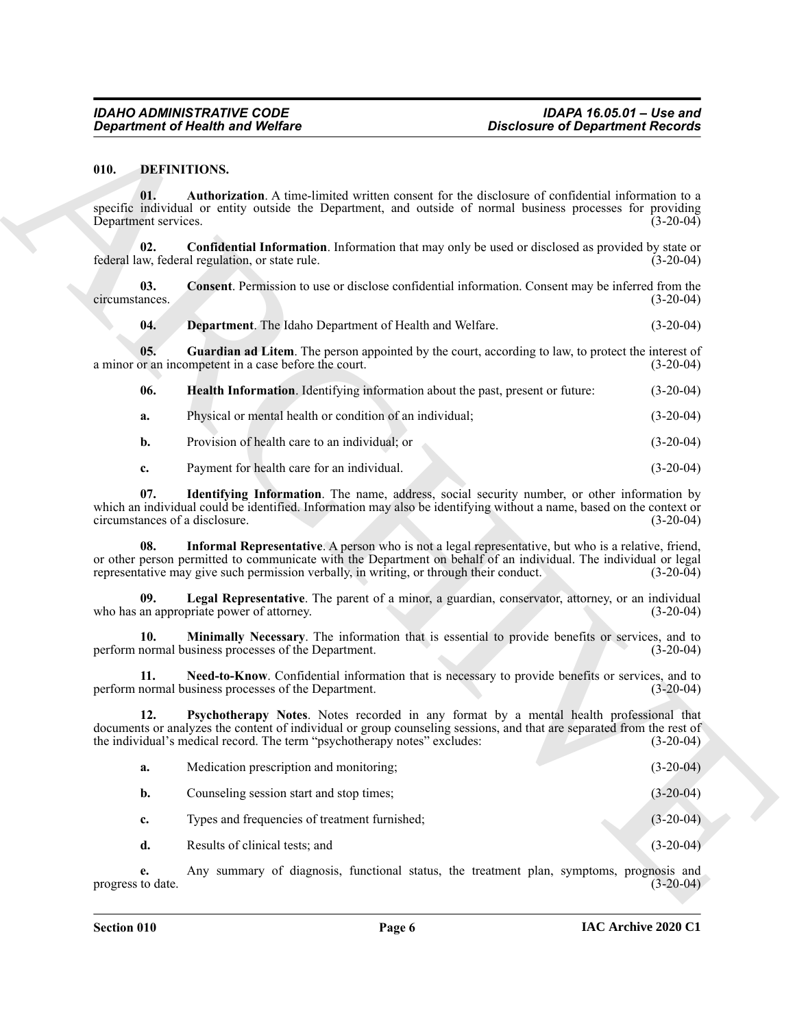## 010. DEFINITIONS.

**01. Authorization**. A time-limited written consent for the disclosure of confidential information to a specific individual or entity outside the Department, and outside of normal business processes for providing Department services. (3-20-04)

**02. Confidential Information**. Information that may only be used or disclosed as provided by state or federal law, federal regulation, or state rule. (3-20-04)

**03. Consent**. Permission to use or disclose confidential information. Consent may be inferred from the circumstances. (3-20-04)

**04. Department**. The Idaho Department of Health and Welfare. (3-20-04)

**05. Guardian ad Litem**. The person appointed by the court, according to law, to protect the interest of a minor or an incompetent in a case before the court. (3-20-04)

**06. Health Information**. Identifying information about the past, present or future: (3-20-04)

**a.** Physical or mental health or condition of an individual; (3-20-04)

**b.** Provision of health care to an individual; or (3-20-04)

**c.** Payment for health care for an individual. (3-20-04)

**07. Identifying Information**. The name, address, social security number, or other information by which an individual could be identified. Information may also be identifying without a name, based on the context or circumstances of a disclosure. (3-20-04)

**08. Informal Representative**. A person who is not a legal representative, but who is a relative, friend, or other person permitted to communicate with the Department on behalf of an individual. The individual or legal representative may give such permission verbally, in writing, or through their conduct. (3-20-04)

**09. Legal Representative**. The parent of a minor, a guardian, conservator, attorney, or an individual who has an appropriate power of attorney. (3-20-04)

**10. Minimally Necessary**. The information that is essential to provide benefits or services, and to perform normal business processes of the Department. (3-20-04)

**11. Need-to-Know**. Confidential information that is necessary to provide benefits or services, and to perform normal business processes of the Department. (3-20-04)

**12. Psychotherapy Notes**. Notes recorded in any format by a mental health professional that documents or analyzes the content of individual or group counseling sessions, and that are separated from the rest of the individual's medical record. The term "psychotherapy notes" excludes: (3-20-04)

**a.** Medication prescription and monitoring; (3-20-04)

**b.** Counseling session start and stop times; (3-20-04)

**c.** Types and frequencies of treatment furnished; (3-20-04)

**d.** Results of clinical tests; and (3-20-04)

**e.** Any summary of diagnosis, functional status, the treatment plan, symptoms, prognosis and progress to date. (3-20-04)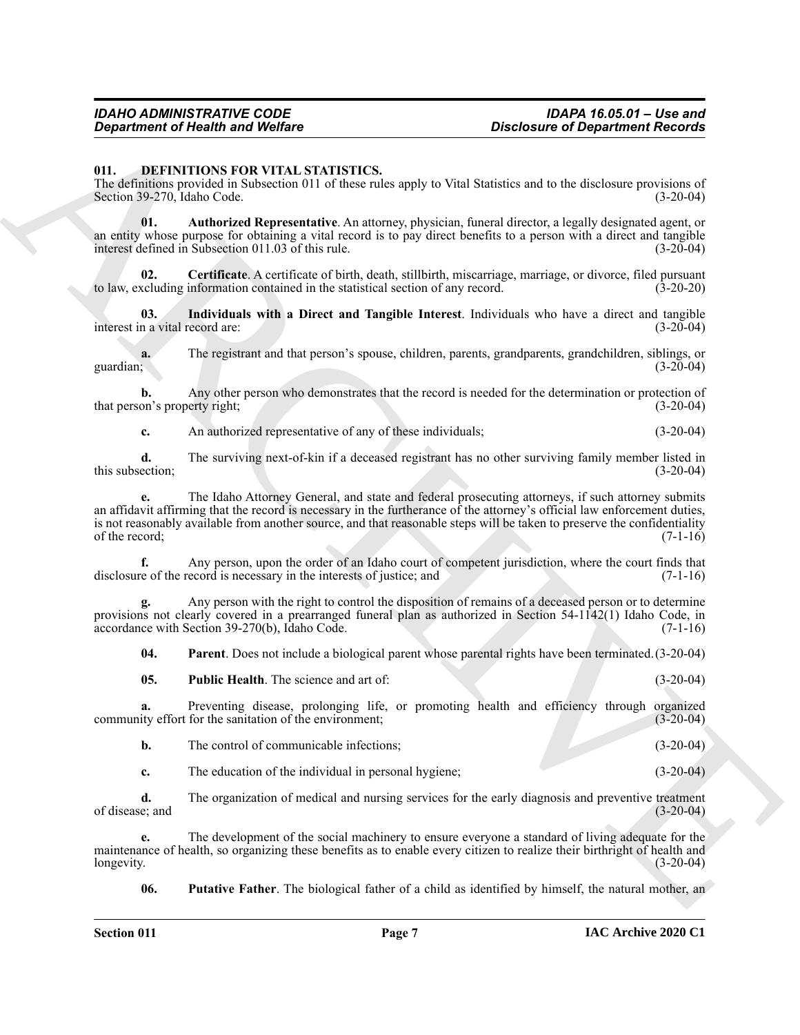**011. DEFINITIONS FOR VITAL STATISTICS.**

The definitions provided in Subsection 011 of these rules apply to Vital Statistics and to the disclosure provisions of Section 39-270, Idaho Code. (3-20-04)

**01. Authorized Representative**. An attorney, physician, funeral director, a legally designated agent, or an entity whose purpose for obtaining a vital record is to pay direct benefits to a person with a direct and tangible interest defined in Subsection 011.03 of this rule. (3-20-04)

**02. Certificate**. A certificate of birth, death, stillbirth, miscarriage, marriage, or divorce, filed pursuant to law, excluding information contained in the statistical section of any record. (3-20-20)

**03. Individuals with a Direct and Tangible Interest**. Individuals who have a direct and tangible interest in a vital record are: (3-20-04)

**a.** The registrant and that person's spouse, children, parents, grandparents, grandchildren, siblings, or guardian; (3-20-04)

**b.** Any other person who demonstrates that the record is needed for the determination or protection of that person's property right; (3-20-04)

**c.** An authorized representative of any of these individuals; (3-20-04)

**d.** The surviving next-of-kin if a deceased registrant has no other surviving family member listed in this subsection; (3-20-04)

**e.** The Idaho Attorney General, and state and federal prosecuting attorneys, if such attorney submits an affidavit affirming that the record is necessary in the furtherance of the attorney's official law enforcement duties, is not reasonably available from another source, and that reasonable steps will be taken to preserve the confidentiality of the record; (7-1-16)

**f.** Any person, upon the order of an Idaho court of competent jurisdiction, where the court finds that disclosure of the record is necessary in the interests of justice; and (7-1-16)

**g.** Any person with the right to control the disposition of remains of a deceased person or to determine provisions not clearly covered in a prearranged funeral plan as authorized in Section 54-1142(1) Idaho Code, in accordance with Section 39-270(b), Idaho Code. (7-1-16)

**04. Parent**. Does not include a biological parent whose parental rights have been terminated. (3-20-04)

**05. Public Health**. The science and art of: (3-20-04)

**a.** Preventing disease, prolonging life, or promoting health and efficiency through organized community effort for the sanitation of the environment; (3-20-04)

**b.** The control of communicable infections; (3-20-04)

**c.** The education of the individual in personal hygiene; (3-20-04)

**d.** The organization of medical and nursing services for the early diagnosis and preventive treatment of disease; and (3-20-04)

**e.** The development of the social machinery to ensure everyone a standard of living adequate for the maintenance of health, so organizing these benefits as to enable every citizen to realize their birthright of health and longevity. (3-20-04)

**06. Putative Father**. The biological father of a child as identified by himself, the natural mother, an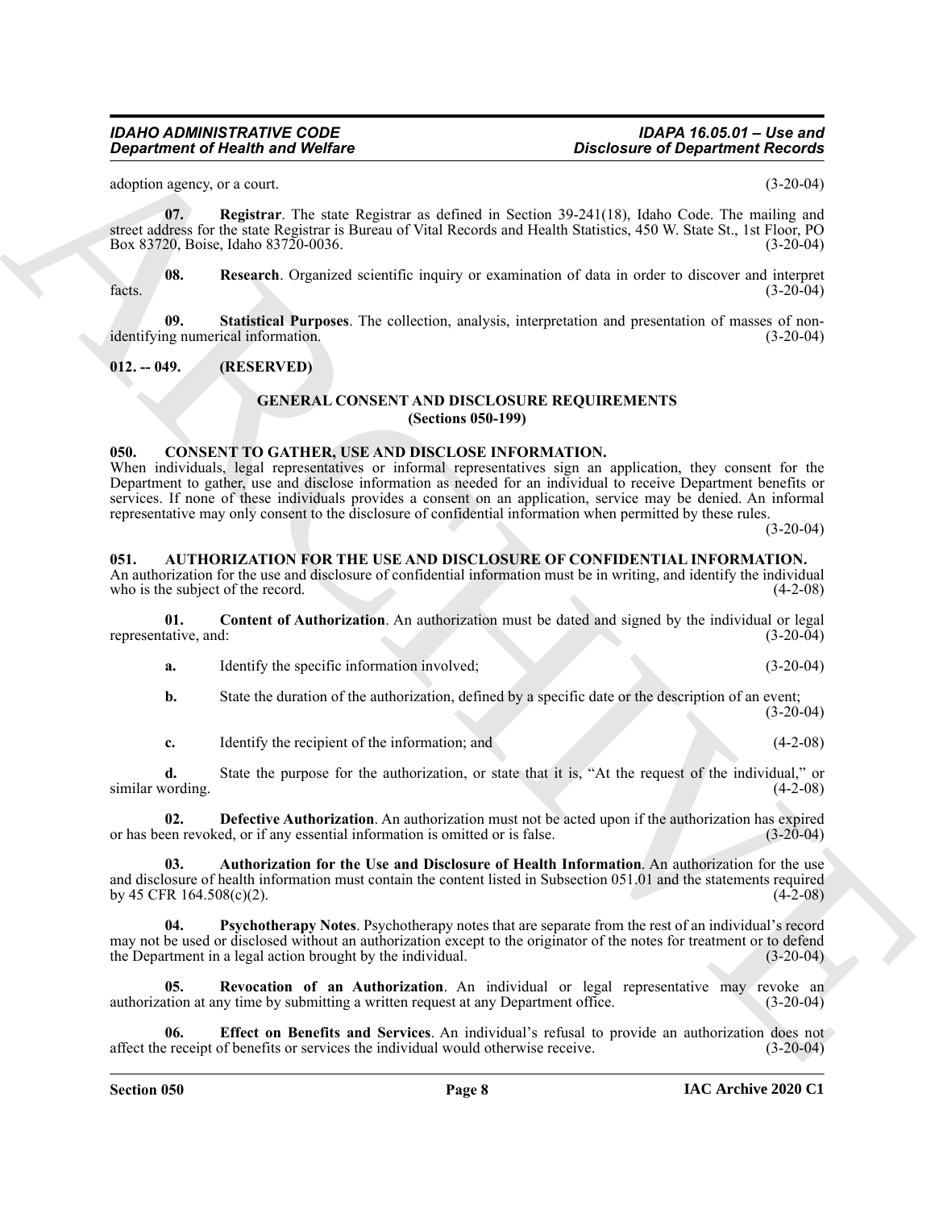adoption agency, or a court. (3-20-04)

**07. Registrar**. The state Registrar as defined in Section 39-241(18), Idaho Code. The mailing and street address for the state Registrar is Bureau of Vital Records and Health Statistics, 450 W. State St., 1st Floor, PO Box 83720, Boise, Idaho 83720-0036. (3-20-04)

**08. Research**. Organized scientific inquiry or examination of data in order to discover and interpret facts. (3-20-04)

**09. Statistical Purposes**. The collection, analysis, interpretation and presentation of masses of non-identifying numerical information. (3-20-04)

## 012. -- 049. (RESERVED)

## GENERAL CONSENT AND DISCLOSURE REQUIREMENTS
### (Sections 050-199)

## 050. CONSENT TO GATHER, USE AND DISCLOSE INFORMATION.

When individuals, legal representatives or informal representatives sign an application, they consent for the Department to gather, use and disclose information as needed for an individual to receive Department benefits or services. If none of these individuals provides a consent on an application, service may be denied. An informal representative may only consent to the disclosure of confidential information when permitted by these rules. (3-20-04)

## 051. AUTHORIZATION FOR THE USE AND DISCLOSURE OF CONFIDENTIAL INFORMATION.

An authorization for the use and disclosure of confidential information must be in writing, and identify the individual who is the subject of the record. (4-2-08)

**01. Content of Authorization**. An authorization must be dated and signed by the individual or legal representative, and: (3-20-04)

**a.** Identify the specific information involved; (3-20-04)

**b.** State the duration of the authorization, defined by a specific date or the description of an event; (3-20-04)

**c.** Identify the recipient of the information; and (4-2-08)

**d.** State the purpose for the authorization, or state that it is, "At the request of the individual," or similar wording. (4-2-08)

**02. Defective Authorization**. An authorization must not be acted upon if the authorization has expired or has been revoked, or if any essential information is omitted or is false. (3-20-04)

**03. Authorization for the Use and Disclosure of Health Information**. An authorization for the use and disclosure of health information must contain the content listed in Subsection 051.01 and the statements required by 45 CFR 164.508(c)(2). (4-2-08)

**04. Psychotherapy Notes**. Psychotherapy notes that are separate from the rest of an individual's record may not be used or disclosed without an authorization except to the originator of the notes for treatment or to defend the Department in a legal action brought by the individual. (3-20-04)

**05. Revocation of an Authorization**. An individual or legal representative may revoke an authorization at any time by submitting a written request at any Department office. (3-20-04)

**06. Effect on Benefits and Services**. An individual's refusal to provide an authorization does not affect the receipt of benefits or services the individual would otherwise receive. (3-20-04)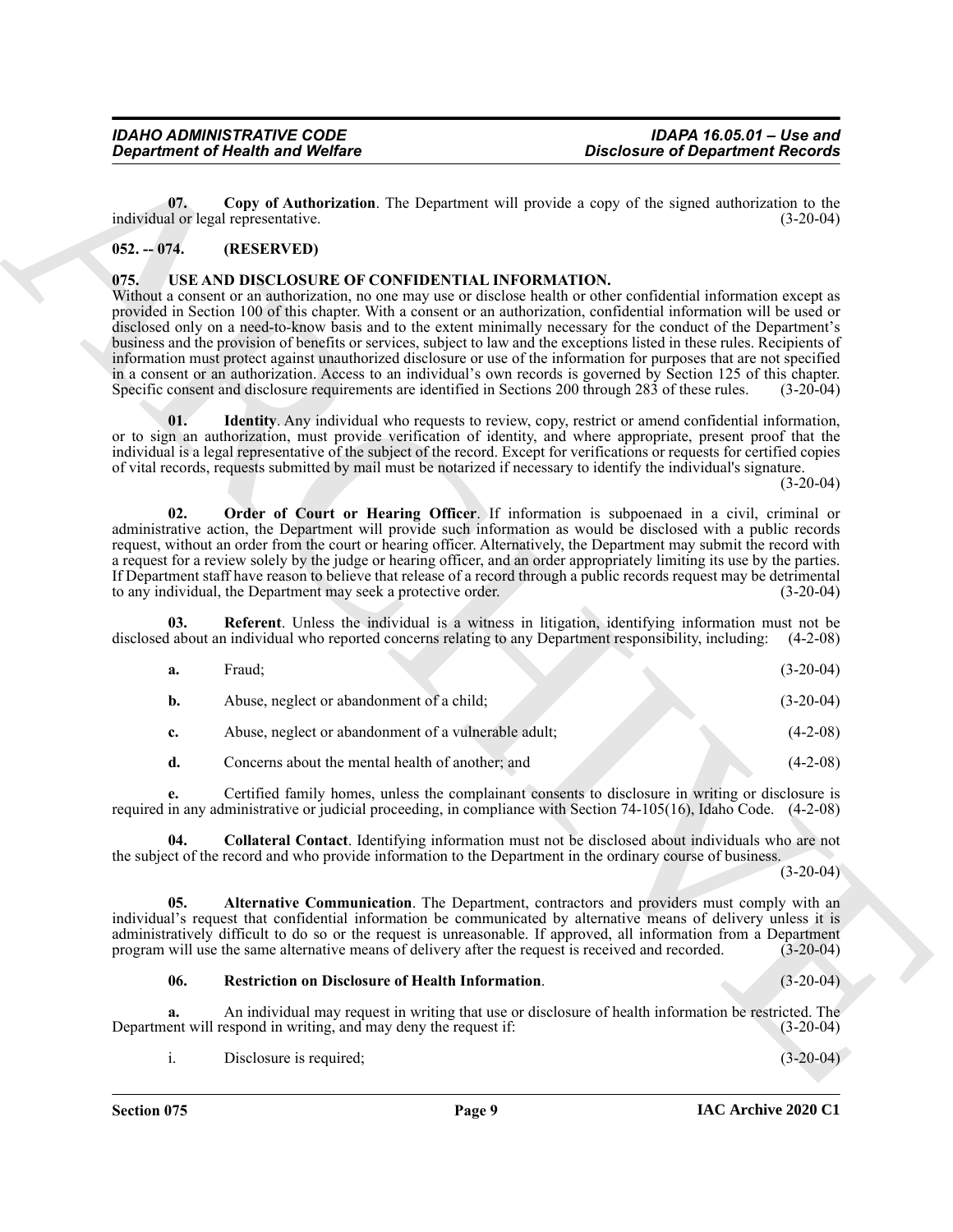**07. Copy of Authorization**. The Department will provide a copy of the signed authorization to the individual or legal representative. (3-20-04)

## 052. -- 074. (RESERVED)

## 075. USE AND DISCLOSURE OF CONFIDENTIAL INFORMATION.

Without a consent or an authorization, no one may use or disclose health or other confidential information except as provided in Section 100 of this chapter. With a consent or an authorization, confidential information will be used or disclosed only on a need-to-know basis and to the extent minimally necessary for the conduct of the Department's business and the provision of benefits or services, subject to law and the exceptions listed in these rules. Recipients of information must protect against unauthorized disclosure or use of the information for purposes that are not specified in a consent or an authorization. Access to an individual's own records is governed by Section 125 of this chapter. Specific consent and disclosure requirements are identified in Sections 200 through 283 of these rules. (3-20-04)

**01. Identity**. Any individual who requests to review, copy, restrict or amend confidential information, or to sign an authorization, must provide verification of identity, and where appropriate, present proof that the individual is a legal representative of the subject of the record. Except for verifications or requests for certified copies of vital records, requests submitted by mail must be notarized if necessary to identify the individual's signature. (3-20-04)

**02. Order of Court or Hearing Officer**. If information is subpoenaed in a civil, criminal or administrative action, the Department will provide such information as would be disclosed with a public records request, without an order from the court or hearing officer. Alternatively, the Department may submit the record with a request for a review solely by the judge or hearing officer, and an order appropriately limiting its use by the parties. If Department staff have reason to believe that release of a record through a public records request may be detrimental to any individual, the Department may seek a protective order. (3-20-04)

**03. Referent**. Unless the individual is a witness in litigation, identifying information must not be disclosed about an individual who reported concerns relating to any Department responsibility, including: (4-2-08)

**a.** Fraud; (3-20-04)

**b.** Abuse, neglect or abandonment of a child; (3-20-04)

**c.** Abuse, neglect or abandonment of a vulnerable adult; (4-2-08)

**d.** Concerns about the mental health of another; and (4-2-08)

**e.** Certified family homes, unless the complainant consents to disclosure in writing or disclosure is required in any administrative or judicial proceeding, in compliance with Section 74-105(16), Idaho Code. (4-2-08)

**04. Collateral Contact**. Identifying information must not be disclosed about individuals who are not the subject of the record and who provide information to the Department in the ordinary course of business. (3-20-04)

**05. Alternative Communication**. The Department, contractors and providers must comply with an individual's request that confidential information be communicated by alternative means of delivery unless it is administratively difficult to do so or the request is unreasonable. If approved, all information from a Department program will use the same alternative means of delivery after the request is received and recorded. (3-20-04)

**06. Restriction on Disclosure of Health Information**. (3-20-04)

**a.** An individual may request in writing that use or disclosure of health information be restricted. The Department will respond in writing, and may deny the request if: (3-20-04)

i. Disclosure is required; (3-20-04)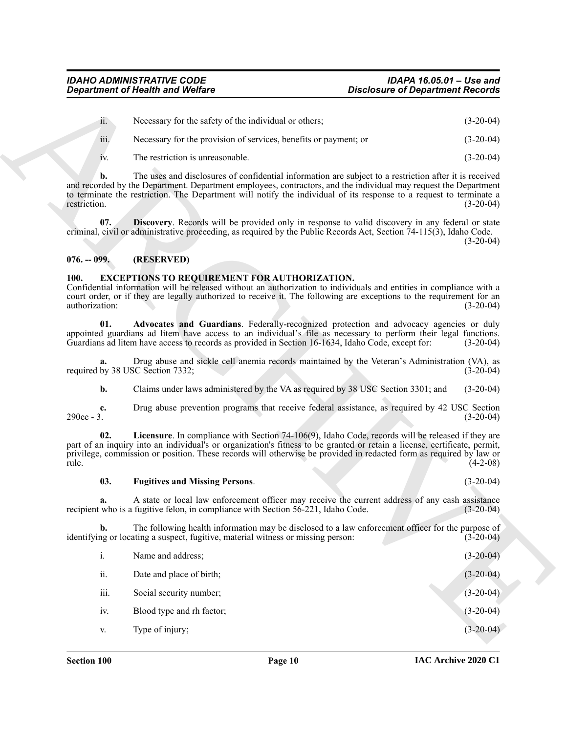ii. Necessary for the safety of the individual or others; (3-20-04)

iii. Necessary for the provision of services, benefits or payment; or (3-20-04)

iv. The restriction is unreasonable. (3-20-04)

**b.** The uses and disclosures of confidential information are subject to a restriction after it is received and recorded by the Department. Department employees, contractors, and the individual may request the Department to terminate the restriction. The Department will notify the individual of its response to a request to terminate a restriction. (3-20-04)

**07. Discovery**. Records will be provided only in response to valid discovery in any federal or state criminal, civil or administrative proceeding, as required by the Public Records Act, Section 74-115(3), Idaho Code. (3-20-04)

## 076. -- 099. (RESERVED)

## 100. EXCEPTIONS TO REQUIREMENT FOR AUTHORIZATION.

Confidential information will be released without an authorization to individuals and entities in compliance with a court order, or if they are legally authorized to receive it. The following are exceptions to the requirement for an authorization: (3-20-04)

**01. Advocates and Guardians**. Federally-recognized protection and advocacy agencies or duly appointed guardians ad litem have access to an individual's file as necessary to perform their legal functions. Guardians ad litem have access to records as provided in Section 16-1634, Idaho Code, except for: (3-20-04)

**a.** Drug abuse and sickle cell anemia records maintained by the Veteran's Administration (VA), as required by 38 USC Section 7332; (3-20-04)

**b.** Claims under laws administered by the VA as required by 38 USC Section 3301; and (3-20-04)

**c.** Drug abuse prevention programs that receive federal assistance, as required by 42 USC Section 290ee - 3. (3-20-04)

**02. Licensure**. In compliance with Section 74-106(9), Idaho Code, records will be released if they are part of an inquiry into an individual's or organization's fitness to be granted or retain a license, certificate, permit, privilege, commission or position. These records will otherwise be provided in redacted form as required by law or rule. (4-2-08)

**03. Fugitives and Missing Persons**. (3-20-04)

**a.** A state or local law enforcement officer may receive the current address of any cash assistance recipient who is a fugitive felon, in compliance with Section 56-221, Idaho Code. (3-20-04)

**b.** The following health information may be disclosed to a law enforcement officer for the purpose of identifying or locating a suspect, fugitive, material witness or missing person: (3-20-04)

i. Name and address; (3-20-04)

ii. Date and place of birth; (3-20-04)

iii. Social security number; (3-20-04)

iv. Blood type and rh factor; (3-20-04)

v. Type of injury; (3-20-04)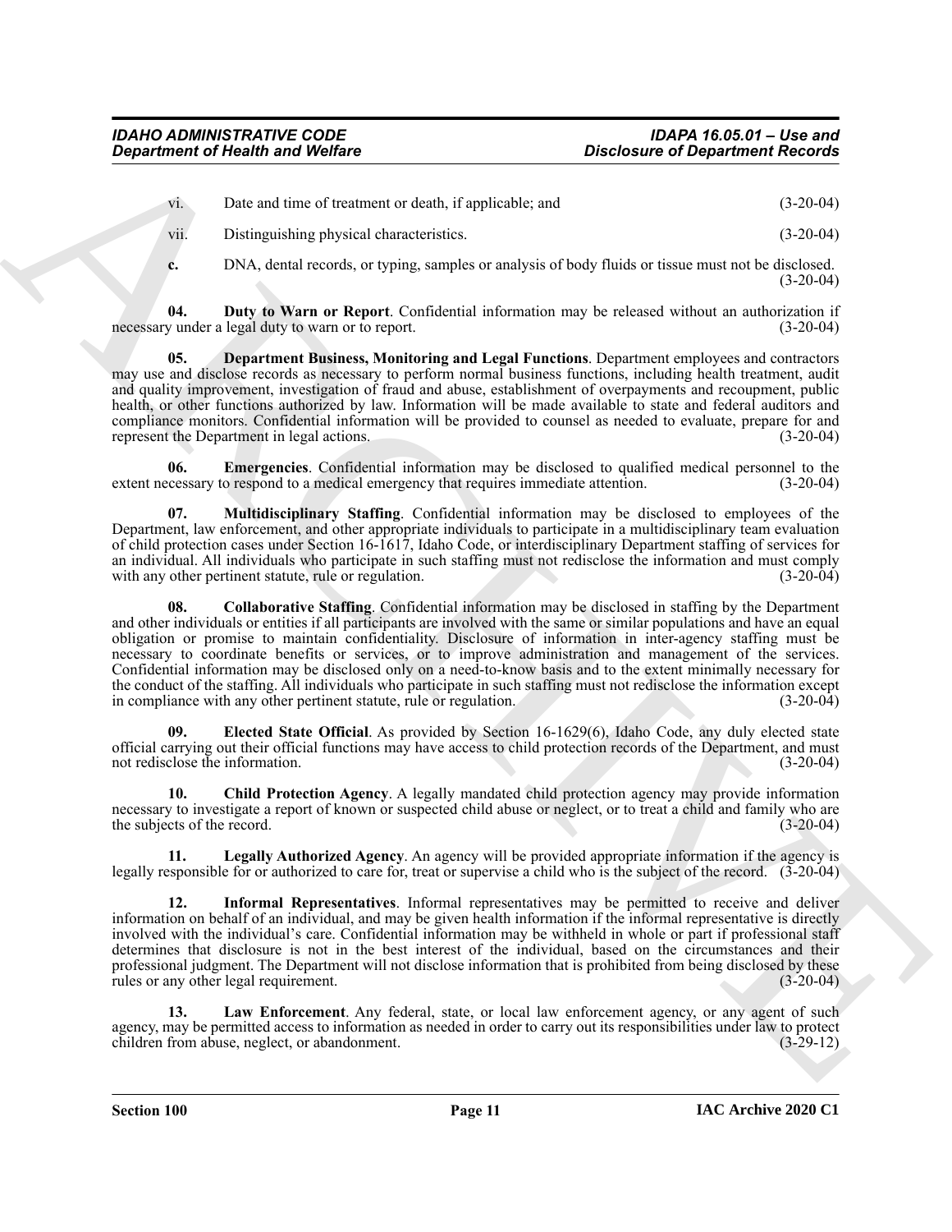vi. Date and time of treatment or death, if applicable; and (3-20-04)

vii. Distinguishing physical characteristics. (3-20-04)

**c.** DNA, dental records, or typing, samples or analysis of body fluids or tissue must not be disclosed. (3-20-04)

**04. Duty to Warn or Report**. Confidential information may be released without an authorization if necessary under a legal duty to warn or to report. (3-20-04)

**05. Department Business, Monitoring and Legal Functions**. Department employees and contractors may use and disclose records as necessary to perform normal business functions, including health treatment, audit and quality improvement, investigation of fraud and abuse, establishment of overpayments and recoupment, public health, or other functions authorized by law. Information will be made available to state and federal auditors and compliance monitors. Confidential information will be provided to counsel as needed to evaluate, prepare for and represent the Department in legal actions. (3-20-04)

**06. Emergencies**. Confidential information may be disclosed to qualified medical personnel to the extent necessary to respond to a medical emergency that requires immediate attention. (3-20-04)

**07. Multidisciplinary Staffing**. Confidential information may be disclosed to employees of the Department, law enforcement, and other appropriate individuals to participate in a multidisciplinary team evaluation of child protection cases under Section 16-1617, Idaho Code, or interdisciplinary Department staffing of services for an individual. All individuals who participate in such staffing must not redisclose the information and must comply with any other pertinent statute, rule or regulation. (3-20-04)

**08. Collaborative Staffing**. Confidential information may be disclosed in staffing by the Department and other individuals or entities if all participants are involved with the same or similar populations and have an equal obligation or promise to maintain confidentiality. Disclosure of information in inter-agency staffing must be necessary to coordinate benefits or services, or to improve administration and management of the services. Confidential information may be disclosed only on a need-to-know basis and to the extent minimally necessary for the conduct of the staffing. All individuals who participate in such staffing must not redisclose the information except in compliance with any other pertinent statute, rule or regulation. (3-20-04)

**09. Elected State Official**. As provided by Section 16-1629(6), Idaho Code, any duly elected state official carrying out their official functions may have access to child protection records of the Department, and must not redisclose the information. (3-20-04)

**10. Child Protection Agency**. A legally mandated child protection agency may provide information necessary to investigate a report of known or suspected child abuse or neglect, or to treat a child and family who are the subjects of the record. (3-20-04)

**11. Legally Authorized Agency**. An agency will be provided appropriate information if the agency is legally responsible for or authorized to care for, treat or supervise a child who is the subject of the record. (3-20-04)

**12. Informal Representatives**. Informal representatives may be permitted to receive and deliver information on behalf of an individual, and may be given health information if the informal representative is directly involved with the individual's care. Confidential information may be withheld in whole or part if professional staff determines that disclosure is not in the best interest of the individual, based on the circumstances and their professional judgment. The Department will not disclose information that is prohibited from being disclosed by these rules or any other legal requirement. (3-20-04)

**13. Law Enforcement**. Any federal, state, or local law enforcement agency, or any agent of such agency, may be permitted access to information as needed in order to carry out its responsibilities under law to protect children from abuse, neglect, or abandonment. (3-29-12)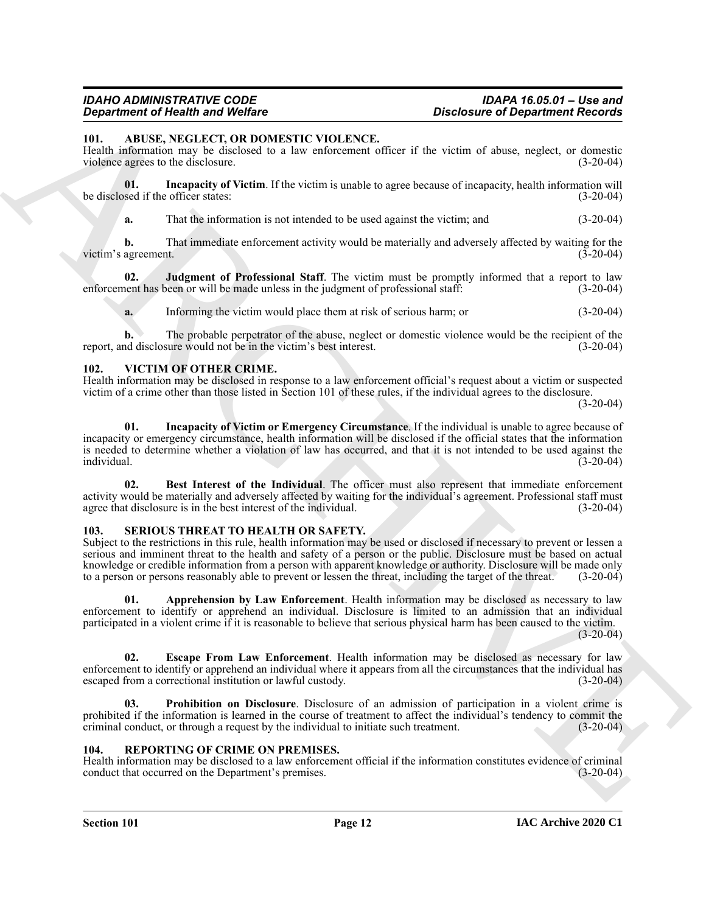### 101. ABUSE, NEGLECT, OR DOMESTIC VIOLENCE.

Health information may be disclosed to a law enforcement officer if the victim of abuse, neglect, or domestic violence agrees to the disclosure. (3-20-04)

**01. Incapacity of Victim**. If the victim is unable to agree because of incapacity, health information will be disclosed if the officer states: (3-20-04)

**a.** That the information is not intended to be used against the victim; and (3-20-04)

**b.** That immediate enforcement activity would be materially and adversely affected by waiting for the victim's agreement. (3-20-04)

**02. Judgment of Professional Staff**. The victim must be promptly informed that a report to law enforcement has been or will be made unless in the judgment of professional staff: (3-20-04)

**a.** Informing the victim would place them at risk of serious harm; or (3-20-04)

**b.** The probable perpetrator of the abuse, neglect or domestic violence would be the recipient of the report, and disclosure would not be in the victim's best interest. (3-20-04)

### 102. VICTIM OF OTHER CRIME.

Health information may be disclosed in response to a law enforcement official's request about a victim or suspected victim of a crime other than those listed in Section 101 of these rules, if the individual agrees to the disclosure. (3-20-04)

**01. Incapacity of Victim or Emergency Circumstance**. If the individual is unable to agree because of incapacity or emergency circumstance, health information will be disclosed if the official states that the information is needed to determine whether a violation of law has occurred, and that it is not intended to be used against the individual. (3-20-04)

**02. Best Interest of the Individual**. The officer must also represent that immediate enforcement activity would be materially and adversely affected by waiting for the individual's agreement. Professional staff must agree that disclosure is in the best interest of the individual. (3-20-04)

### 103. SERIOUS THREAT TO HEALTH OR SAFETY.

Subject to the restrictions in this rule, health information may be used or disclosed if necessary to prevent or lessen a serious and imminent threat to the health and safety of a person or the public. Disclosure must be based on actual knowledge or credible information from a person with apparent knowledge or authority. Disclosure will be made only to a person or persons reasonably able to prevent or lessen the threat, including the target of the threat. (3-20-04)

**01. Apprehension by Law Enforcement**. Health information may be disclosed as necessary to law enforcement to identify or apprehend an individual. Disclosure is limited to an admission that an individual participated in a violent crime if it is reasonable to believe that serious physical harm has been caused to the victim. (3-20-04)

**02. Escape From Law Enforcement**. Health information may be disclosed as necessary for law enforcement to identify or apprehend an individual where it appears from all the circumstances that the individual has escaped from a correctional institution or lawful custody. (3-20-04)

**03. Prohibition on Disclosure**. Disclosure of an admission of participation in a violent crime is prohibited if the information is learned in the course of treatment to affect the individual's tendency to commit the criminal conduct, or through a request by the individual to initiate such treatment. (3-20-04)

### 104. REPORTING OF CRIME ON PREMISES.

Health information may be disclosed to a law enforcement official if the information constitutes evidence of criminal conduct that occurred on the Department's premises. (3-20-04)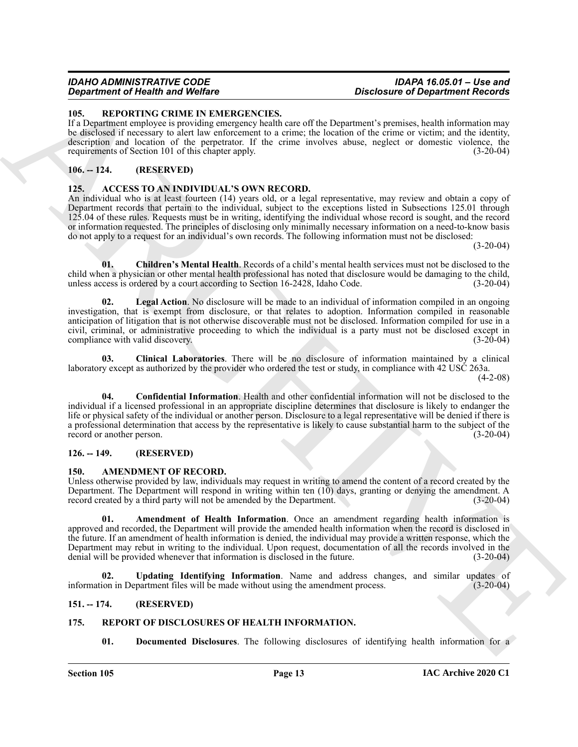### 105. REPORTING CRIME IN EMERGENCIES.

If a Department employee is providing emergency health care off the Department's premises, health information may be disclosed if necessary to alert law enforcement to a crime; the location of the crime or victim; and the identity, description and location of the perpetrator. If the crime involves abuse, neglect or domestic violence, the requirements of Section 101 of this chapter apply. (3-20-04)

### 106. -- 124. (RESERVED)

### 125. ACCESS TO AN INDIVIDUAL'S OWN RECORD.

An individual who is at least fourteen (14) years old, or a legal representative, may review and obtain a copy of Department records that pertain to the individual, subject to the exceptions listed in Subsections 125.01 through 125.04 of these rules. Requests must be in writing, identifying the individual whose record is sought, and the record or information requested. The principles of disclosing only minimally necessary information on a need-to-know basis do not apply to a request for an individual's own records. The following information must not be disclosed: (3-20-04)

**01. Children's Mental Health**. Records of a child's mental health services must not be disclosed to the child when a physician or other mental health professional has noted that disclosure would be damaging to the child, unless access is ordered by a court according to Section 16-2428, Idaho Code. (3-20-04)

**02. Legal Action**. No disclosure will be made to an individual of information compiled in an ongoing investigation, that is exempt from disclosure, or that relates to adoption. Information compiled in reasonable anticipation of litigation that is not otherwise discoverable must not be disclosed. Information compiled for use in a civil, criminal, or administrative proceeding to which the individual is a party must not be disclosed except in compliance with valid discovery. (3-20-04)

**03. Clinical Laboratories**. There will be no disclosure of information maintained by a clinical laboratory except as authorized by the provider who ordered the test or study, in compliance with 42 USC 263a. (4-2-08)

**04. Confidential Information**. Health and other confidential information will not be disclosed to the individual if a licensed professional in an appropriate discipline determines that disclosure is likely to endanger the life or physical safety of the individual or another person. Disclosure to a legal representative will be denied if there is a professional determination that access by the representative is likely to cause substantial harm to the subject of the record or another person. (3-20-04)

### 126. -- 149. (RESERVED)

### 150. AMENDMENT OF RECORD.

Unless otherwise provided by law, individuals may request in writing to amend the content of a record created by the Department. The Department will respond in writing within ten (10) days, granting or denying the amendment. A record created by a third party will not be amended by the Department. (3-20-04)

**01. Amendment of Health Information**. Once an amendment regarding health information is approved and recorded, the Department will provide the amended health information when the record is disclosed in the future. If an amendment of health information is denied, the individual may provide a written response, which the Department may rebut in writing to the individual. Upon request, documentation of all the records involved in the denial will be provided whenever that information is disclosed in the future. (3-20-04)

**02. Updating Identifying Information**. Name and address changes, and similar updates of information in Department files will be made without using the amendment process. (3-20-04)

### 151. -- 174. (RESERVED)

### 175. REPORT OF DISCLOSURES OF HEALTH INFORMATION.

**01. Documented Disclosures**. The following disclosures of identifying health information for a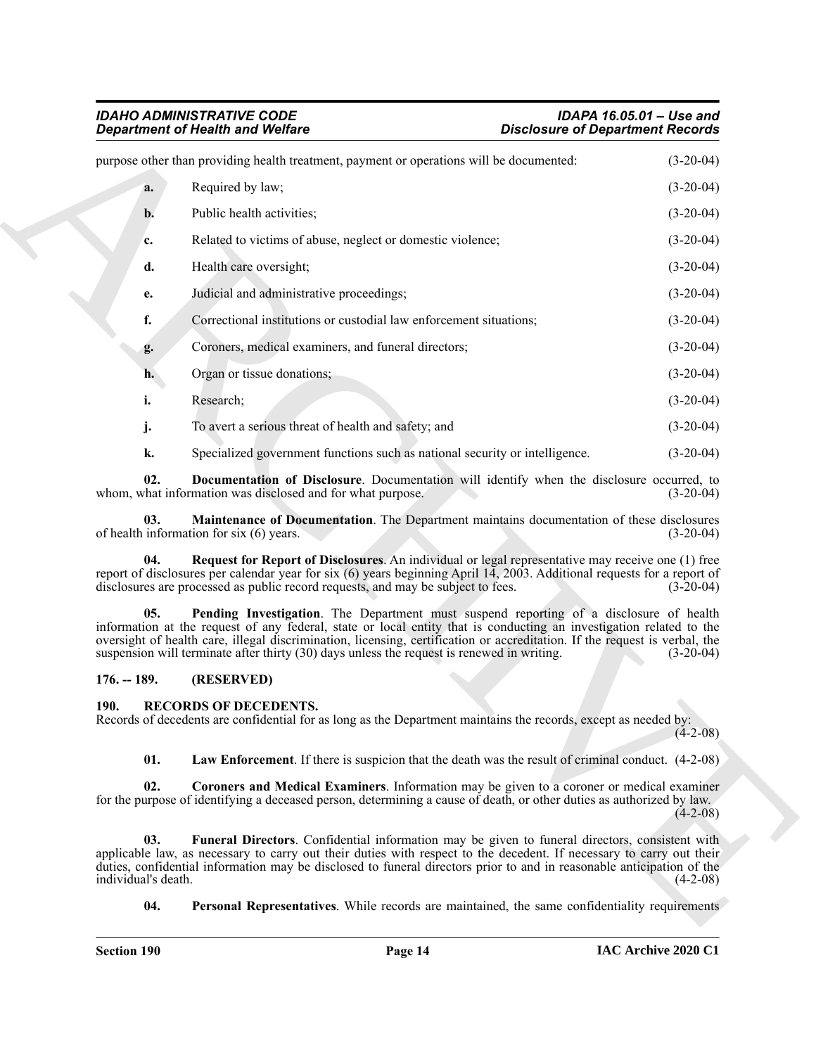purpose other than providing health treatment, payment or operations will be documented: (3-20-04)

**a.** Required by law; (3-20-04)

**b.** Public health activities; (3-20-04)

**c.** Related to victims of abuse, neglect or domestic violence; (3-20-04)

**d.** Health care oversight; (3-20-04)

**e.** Judicial and administrative proceedings; (3-20-04)

**f.** Correctional institutions or custodial law enforcement situations; (3-20-04)

**g.** Coroners, medical examiners, and funeral directors; (3-20-04)

**h.** Organ or tissue donations; (3-20-04)

**i.** Research; (3-20-04)

**j.** To avert a serious threat of health and safety; and (3-20-04)

**k.** Specialized government functions such as national security or intelligence. (3-20-04)

**02. Documentation of Disclosure**. Documentation will identify when the disclosure occurred, to whom, what information was disclosed and for what purpose. (3-20-04)

**03. Maintenance of Documentation**. The Department maintains documentation of these disclosures of health information for six (6) years. (3-20-04)

**04. Request for Report of Disclosures**. An individual or legal representative may receive one (1) free report of disclosures per calendar year for six (6) years beginning April 14, 2003. Additional requests for a report of disclosures are processed as public record requests, and may be subject to fees. (3-20-04)

**05. Pending Investigation**. The Department must suspend reporting of a disclosure of health information at the request of any federal, state or local entity that is conducting an investigation related to the oversight of health care, illegal discrimination, licensing, certification or accreditation. If the request is verbal, the suspension will terminate after thirty (30) days unless the request is renewed in writing. (3-20-04)

## 176. -- 189. (RESERVED)

## 190. RECORDS OF DECEDENTS.

Records of decedents are confidential for as long as the Department maintains the records, except as needed by: (4-2-08)

**01. Law Enforcement**. If there is suspicion that the death was the result of criminal conduct. (4-2-08)

**02. Coroners and Medical Examiners**. Information may be given to a coroner or medical examiner for the purpose of identifying a deceased person, determining a cause of death, or other duties as authorized by law. (4-2-08)

**03. Funeral Directors**. Confidential information may be given to funeral directors, consistent with applicable law, as necessary to carry out their duties with respect to the decedent. If necessary to carry out their duties, confidential information may be disclosed to funeral directors prior to and in reasonable anticipation of the individual's death. (4-2-08)

**04. Personal Representatives**. While records are maintained, the same confidentiality requirements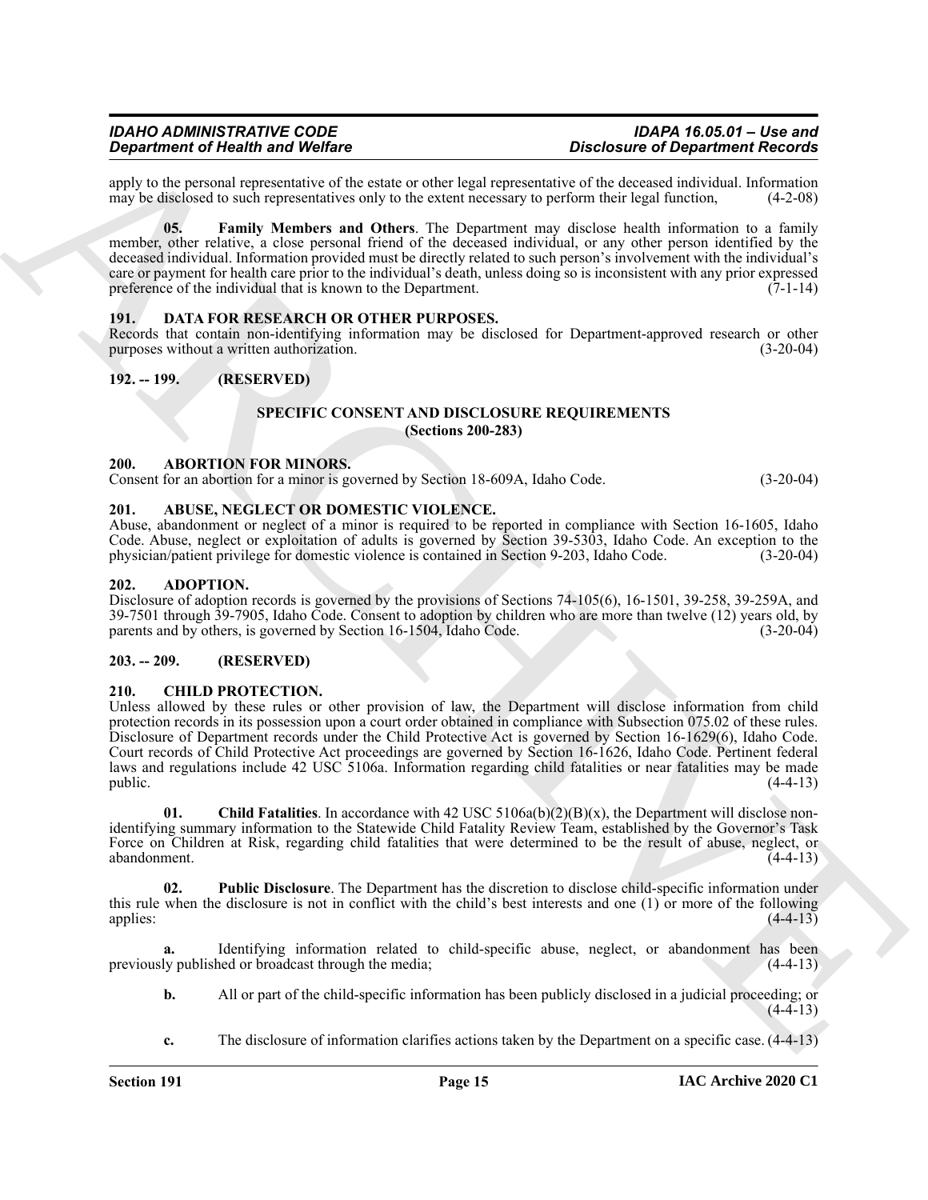apply to the personal representative of the estate or other legal representative of the deceased individual. Information may be disclosed to such representatives only to the extent necessary to perform their legal function, (4-2-08)

**05. Family Members and Others**. The Department may disclose health information to a family member, other relative, a close personal friend of the deceased individual, or any other person identified by the deceased individual. Information provided must be directly related to such person's involvement with the individual's care or payment for health care prior to the individual's death, unless doing so is inconsistent with any prior expressed preference of the individual that is known to the Department. (7-1-14)

### 191. DATA FOR RESEARCH OR OTHER PURPOSES.

Records that contain non-identifying information may be disclosed for Department-approved research or other purposes without a written authorization. (3-20-04)

### 192. -- 199. (RESERVED)

## SPECIFIC CONSENT AND DISCLOSURE REQUIREMENTS (Sections 200-283)

### 200. ABORTION FOR MINORS.

Consent for an abortion for a minor is governed by Section 18-609A, Idaho Code. (3-20-04)

### 201. ABUSE, NEGLECT OR DOMESTIC VIOLENCE.

Abuse, abandonment or neglect of a minor is required to be reported in compliance with Section 16-1605, Idaho Code. Abuse, neglect or exploitation of adults is governed by Section 39-5303, Idaho Code. An exception to the physician/patient privilege for domestic violence is contained in Section 9-203, Idaho Code. (3-20-04)

### 202. ADOPTION.

Disclosure of adoption records is governed by the provisions of Sections 74-105(6), 16-1501, 39-258, 39-259A, and 39-7501 through 39-7905, Idaho Code. Consent to adoption by children who are more than twelve (12) years old, by parents and by others, is governed by Section 16-1504, Idaho Code. (3-20-04)

### 203. -- 209. (RESERVED)

### 210. CHILD PROTECTION.

Unless allowed by these rules or other provision of law, the Department will disclose information from child protection records in its possession upon a court order obtained in compliance with Subsection 075.02 of these rules. Disclosure of Department records under the Child Protective Act is governed by Section 16-1629(6), Idaho Code. Court records of Child Protective Act proceedings are governed by Section 16-1626, Idaho Code. Pertinent federal laws and regulations include 42 USC 5106a. Information regarding child fatalities or near fatalities may be made public. (4-4-13)

**01. Child Fatalities**. In accordance with 42 USC 5106a(b)(2)(B)(x), the Department will disclose non-identifying summary information to the Statewide Child Fatality Review Team, established by the Governor's Task Force on Children at Risk, regarding child fatalities that were determined to be the result of abuse, neglect, or abandonment. (4-4-13)

**02. Public Disclosure**. The Department has the discretion to disclose child-specific information under this rule when the disclosure is not in conflict with the child's best interests and one (1) or more of the following applies: (4-4-13)

**a.** Identifying information related to child-specific abuse, neglect, or abandonment has been previously published or broadcast through the media; (4-4-13)

**b.** All or part of the child-specific information has been publicly disclosed in a judicial proceeding; or (4-4-13)

**c.** The disclosure of information clarifies actions taken by the Department on a specific case. (4-4-13)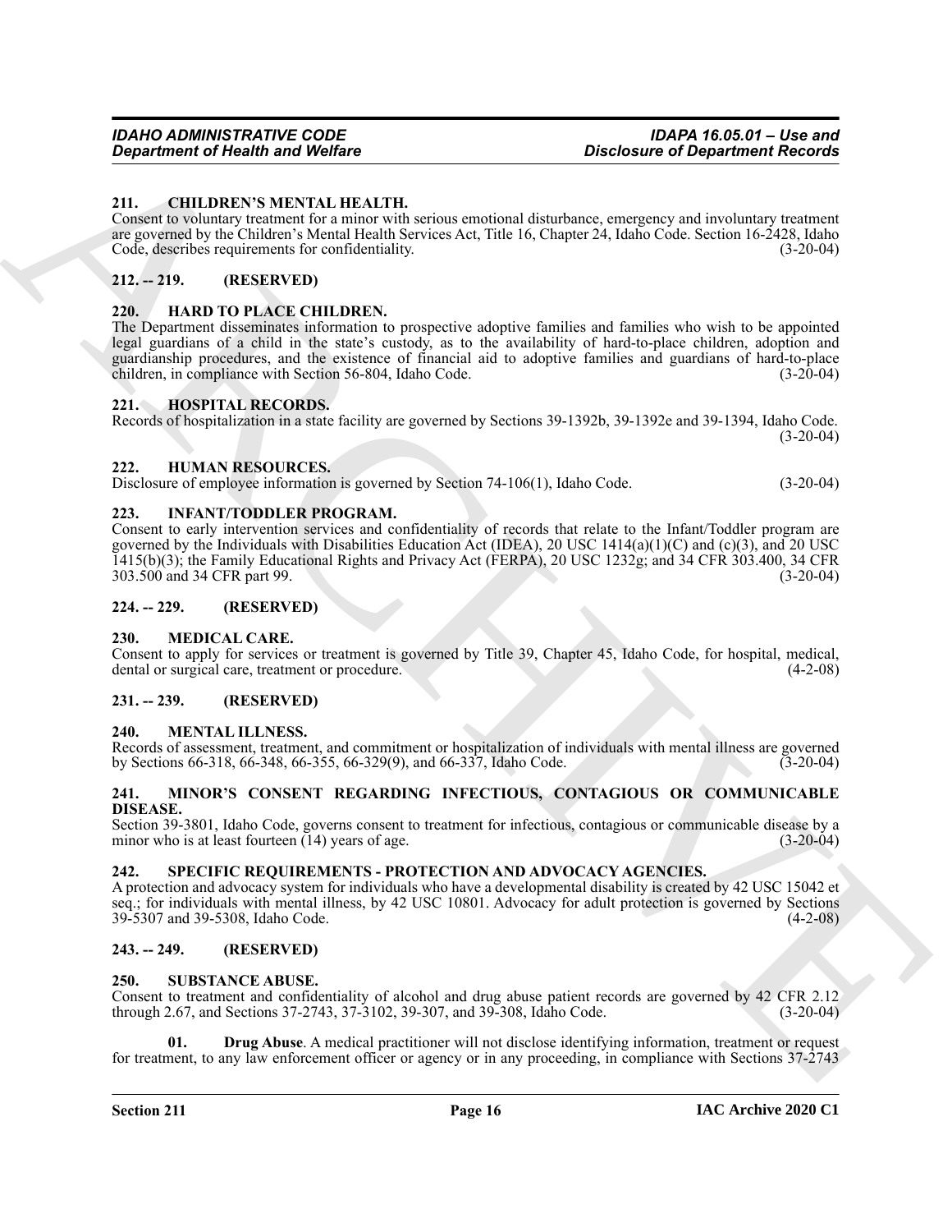**211. CHILDREN'S MENTAL HEALTH.**
Consent to voluntary treatment for a minor with serious emotional disturbance, emergency and involuntary treatment are governed by the Children's Mental Health Services Act, Title 16, Chapter 24, Idaho Code. Section 16-2428, Idaho Code, describes requirements for confidentiality. (3-20-04)

**212. -- 219. (RESERVED)**

**220. HARD TO PLACE CHILDREN.**
The Department disseminates information to prospective adoptive families and families who wish to be appointed legal guardians of a child in the state's custody, as to the availability of hard-to-place children, adoption and guardianship procedures, and the existence of financial aid to adoptive families and guardians of hard-to-place children, in compliance with Section 56-804, Idaho Code. (3-20-04)

**221. HOSPITAL RECORDS.**
Records of hospitalization in a state facility are governed by Sections 39-1392b, 39-1392e and 39-1394, Idaho Code. (3-20-04)

**222. HUMAN RESOURCES.**
Disclosure of employee information is governed by Section 74-106(1), Idaho Code. (3-20-04)

**223. INFANT/TODDLER PROGRAM.**
Consent to early intervention services and confidentiality of records that relate to the Infant/Toddler program are governed by the Individuals with Disabilities Education Act (IDEA), 20 USC 1414(a)(1)(C) and (c)(3), and 20 USC 1415(b)(3); the Family Educational Rights and Privacy Act (FERPA), 20 USC 1232g; and 34 CFR 303.400, 34 CFR 303.500 and 34 CFR part 99. (3-20-04)

**224. -- 229. (RESERVED)**

**230. MEDICAL CARE.**
Consent to apply for services or treatment is governed by Title 39, Chapter 45, Idaho Code, for hospital, medical, dental or surgical care, treatment or procedure. (4-2-08)

**231. -- 239. (RESERVED)**

**240. MENTAL ILLNESS.**
Records of assessment, treatment, and commitment or hospitalization of individuals with mental illness are governed by Sections 66-318, 66-348, 66-355, 66-329(9), and 66-337, Idaho Code. (3-20-04)

**241. MINOR'S CONSENT REGARDING INFECTIOUS, CONTAGIOUS OR COMMUNICABLE DISEASE.**
Section 39-3801, Idaho Code, governs consent to treatment for infectious, contagious or communicable disease by a minor who is at least fourteen (14) years of age. (3-20-04)

**242. SPECIFIC REQUIREMENTS - PROTECTION AND ADVOCACY AGENCIES.**
A protection and advocacy system for individuals who have a developmental disability is created by 42 USC 15042 et seq.; for individuals with mental illness, by 42 USC 10801. Advocacy for adult protection is governed by Sections 39-5307 and 39-5308, Idaho Code. (4-2-08)

**243. -- 249. (RESERVED)**

**250. SUBSTANCE ABUSE.**
Consent to treatment and confidentiality of alcohol and drug abuse patient records are governed by 42 CFR 2.12 through 2.67, and Sections 37-2743, 37-3102, 39-307, and 39-308, Idaho Code. (3-20-04)

**01. Drug Abuse**. A medical practitioner will not disclose identifying information, treatment or request for treatment, to any law enforcement officer or agency or in any proceeding, in compliance with Sections 37-2743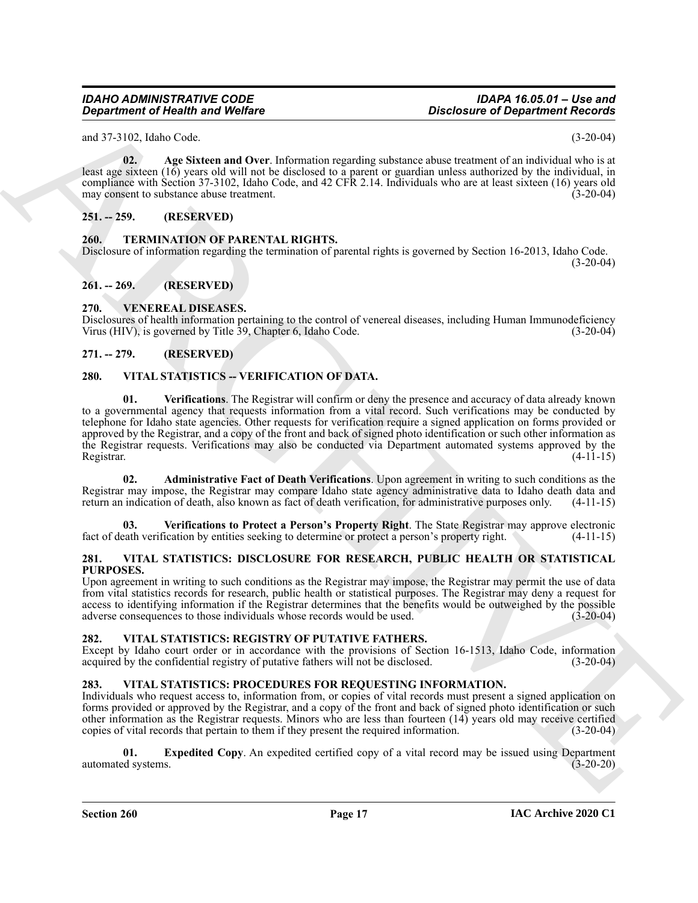and 37-3102, Idaho Code. (3-20-04)

**02. Age Sixteen and Over**. Information regarding substance abuse treatment of an individual who is at least age sixteen (16) years old will not be disclosed to a parent or guardian unless authorized by the individual, in compliance with Section 37-3102, Idaho Code, and 42 CFR 2.14. Individuals who are at least sixteen (16) years old may consent to substance abuse treatment. (3-20-04)

## 251. -- 259. (RESERVED)

## 260. TERMINATION OF PARENTAL RIGHTS.

Disclosure of information regarding the termination of parental rights is governed by Section 16-2013, Idaho Code. (3-20-04)

## 261. -- 269. (RESERVED)

## 270. VENEREAL DISEASES.

Disclosures of health information pertaining to the control of venereal diseases, including Human Immunodeficiency Virus (HIV), is governed by Title 39, Chapter 6, Idaho Code. (3-20-04)

## 271. -- 279. (RESERVED)

## 280. VITAL STATISTICS -- VERIFICATION OF DATA.

**01. Verifications**. The Registrar will confirm or deny the presence and accuracy of data already known to a governmental agency that requests information from a vital record. Such verifications may be conducted by telephone for Idaho state agencies. Other requests for verification require a signed application on forms provided or approved by the Registrar, and a copy of the front and back of signed photo identification or such other information as the Registrar requests. Verifications may also be conducted via Department automated systems approved by the Registrar. (4-11-15)

**02. Administrative Fact of Death Verifications**. Upon agreement in writing to such conditions as the Registrar may impose, the Registrar may compare Idaho state agency administrative data to Idaho death data and return an indication of death, also known as fact of death verification, for administrative purposes only. (4-11-15)

**03. Verifications to Protect a Person's Property Right**. The State Registrar may approve electronic fact of death verification by entities seeking to determine or protect a person's property right. (4-11-15)

## 281. VITAL STATISTICS: DISCLOSURE FOR RESEARCH, PUBLIC HEALTH OR STATISTICAL PURPOSES.

Upon agreement in writing to such conditions as the Registrar may impose, the Registrar may permit the use of data from vital statistics records for research, public health or statistical purposes. The Registrar may deny a request for access to identifying information if the Registrar determines that the benefits would be outweighed by the possible adverse consequences to those individuals whose records would be used. (3-20-04)

## 282. VITAL STATISTICS: REGISTRY OF PUTATIVE FATHERS.

Except by Idaho court order or in accordance with the provisions of Section 16-1513, Idaho Code, information acquired by the confidential registry of putative fathers will not be disclosed. (3-20-04)

## 283. VITAL STATISTICS: PROCEDURES FOR REQUESTING INFORMATION.

Individuals who request access to, information from, or copies of vital records must present a signed application on forms provided or approved by the Registrar, and a copy of the front and back of signed photo identification or such other information as the Registrar requests. Minors who are less than fourteen (14) years old may receive certified copies of vital records that pertain to them if they present the required information. (3-20-04)

**01. Expedited Copy**. An expedited certified copy of a vital record may be issued using Department automated systems. (3-20-20)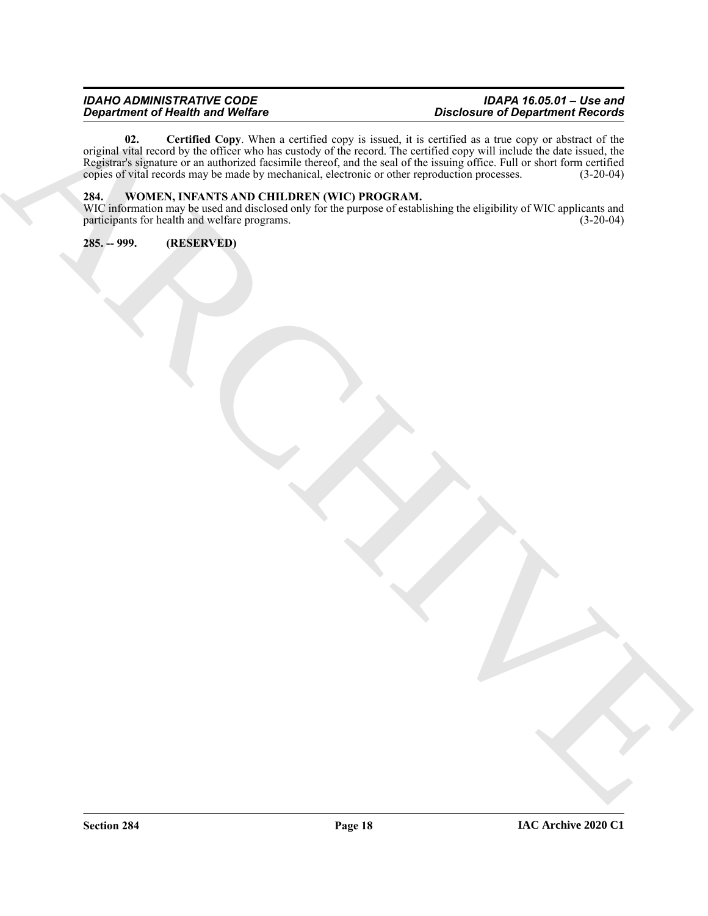**02. Certified Copy**. When a certified copy is issued, it is certified as a true copy or abstract of the original vital record by the officer who has custody of the record. The certified copy will include the date issued, the Registrar's signature or an authorized facsimile thereof, and the seal of the issuing office. Full or short form certified copies of vital records may be made by mechanical, electronic or other reproduction processes. (3-20-04)

## 284. WOMEN, INFANTS AND CHILDREN (WIC) PROGRAM.

WIC information may be used and disclosed only for the purpose of establishing the eligibility of WIC applicants and participants for health and welfare programs. (3-20-04)

## 285. -- 999. (RESERVED)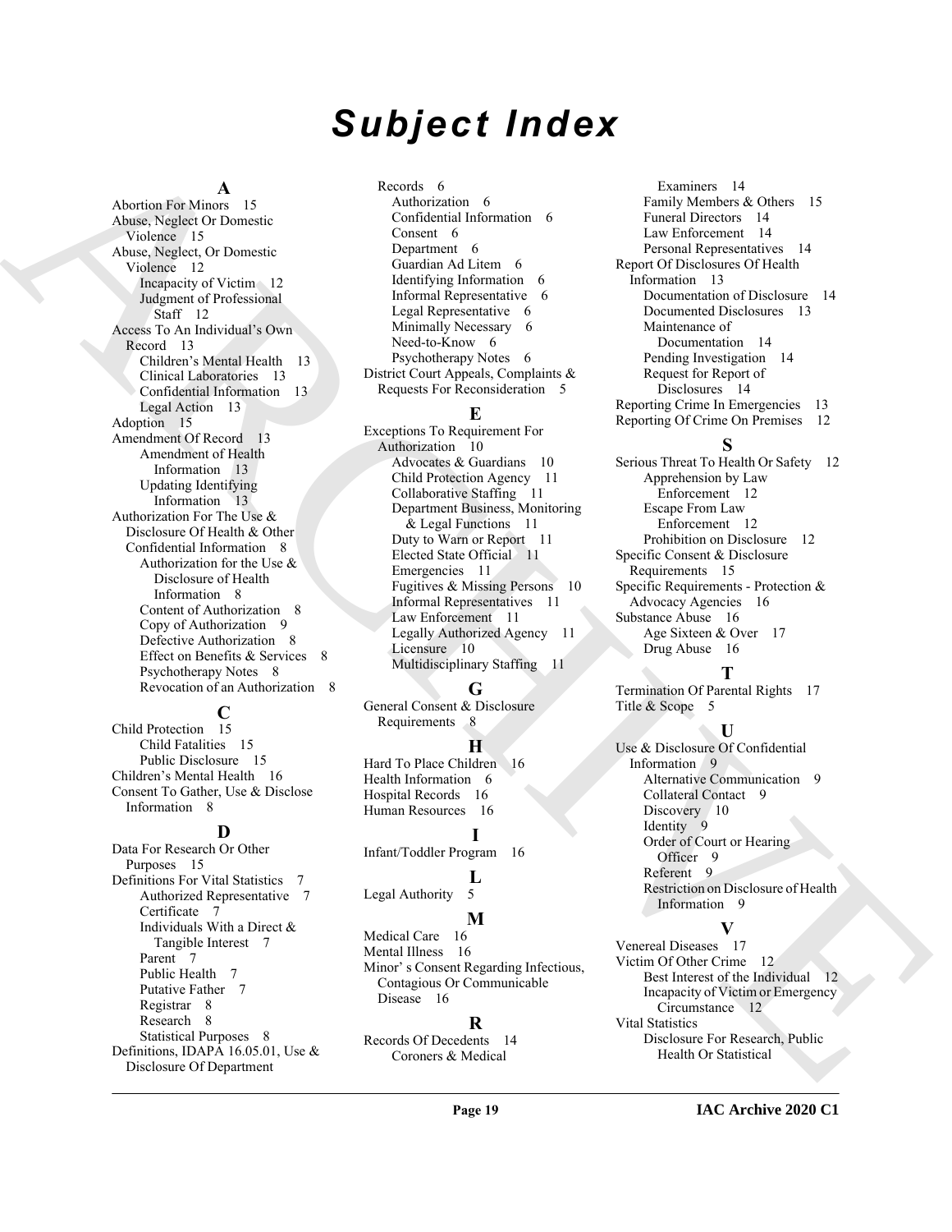# Subject Index

**A**

Abortion For Minors 15
Abuse, Neglect Or Domestic Violence 15
Abuse, Neglect, Or Domestic Violence 12
- Incapacity of Victim 12
- Judgment of Professional Staff 12

Access To An Individual's Own Record 13
- Children's Mental Health 13
- Clinical Laboratories 13
- Confidential Information 13
- Legal Action 13

Adoption 15
Amendment Of Record 13
- Amendment of Health Information 13
- Updating Identifying Information 13

Authorization For The Use & Disclosure Of Health & Other Confidential Information 8
- Authorization for the Use & Disclosure of Health Information 8
- Content of Authorization 8
- Copy of Authorization 9
- Defective Authorization 8
- Effect on Benefits & Services 8
- Psychotherapy Notes 8
- Revocation of an Authorization 8

**C**

Child Protection 15
- Child Fatalities 15
- Public Disclosure 15

Children's Mental Health 16
Consent To Gather, Use & Disclose Information 8

**D**

Data For Research Or Other Purposes 15
Definitions For Vital Statistics 7
- Authorized Representative 7
- Certificate 7
- Individuals With a Direct & Tangible Interest 7
- Parent 7
- Public Health 7
- Putative Father 7
- Registrar 8
- Research 8
- Statistical Purposes 8

Definitions, IDAPA 16.05.01, Use & Disclosure Of Department Records 6
- Authorization 6
- Confidential Information 6
- Consent 6
- Department 6
- Guardian Ad Litem 6
- Identifying Information 6
- Informal Representative 6
- Legal Representative 6
- Minimally Necessary 6
- Need-to-Know 6
- Psychotherapy Notes 6

District Court Appeals, Complaints & Requests For Reconsideration 5

**E**

Exceptions To Requirement For Authorization 10
- Advocates & Guardians 10
- Child Protection Agency 11
- Collaborative Staffing 11
- Department Business, Monitoring & Legal Functions 11
- Duty to Warn or Report 11
- Elected State Official 11
- Emergencies 11
- Fugitives & Missing Persons 10
- Informal Representatives 11
- Law Enforcement 11
- Legally Authorized Agency 11
- Licensure 10
- Multidisciplinary Staffing 11

**G**

General Consent & Disclosure Requirements 8

**H**

Hard To Place Children 16
Health Information 6
Hospital Records 16
Human Resources 16

**I**

Infant/Toddler Program 16

**L**

Legal Authority 5

**M**

Medical Care 16
Mental Illness 16
Minor' s Consent Regarding Infectious, Contagious Or Communicable Disease 16

**R**

Records Of Decedents 14
- Coroners & Medical Examiners 14
- Family Members & Others 15
- Funeral Directors 14
- Law Enforcement 14
- Personal Representatives 14

Report Of Disclosures Of Health Information 13
- Documentation of Disclosure 14
- Documented Disclosures 13
- Maintenance of Documentation 14
- Pending Investigation 14
- Request for Report of Disclosures 14

Reporting Crime In Emergencies 13
Reporting Of Crime On Premises 12

**S**

Serious Threat To Health Or Safety 12
- Apprehension by Law Enforcement 12
- Escape From Law Enforcement 12
- Prohibition on Disclosure 12

Specific Consent & Disclosure Requirements 15
Specific Requirements - Protection & Advocacy Agencies 16
Substance Abuse 16
- Age Sixteen & Over 17
- Drug Abuse 16

**T**

Termination Of Parental Rights 17
Title & Scope 5

**U**

Use & Disclosure Of Confidential Information 9
- Alternative Communication 9
- Collateral Contact 9
- Discovery 10
- Identity 9
- Order of Court or Hearing Officer 9
- Referent 9
- Restriction on Disclosure of Health Information 9

**V**

Venereal Diseases 17
Victim Of Other Crime 12
- Best Interest of the Individual 12
- Incapacity of Victim or Emergency Circumstance 12

Vital Statistics
- Disclosure For Research, Public Health Or Statistical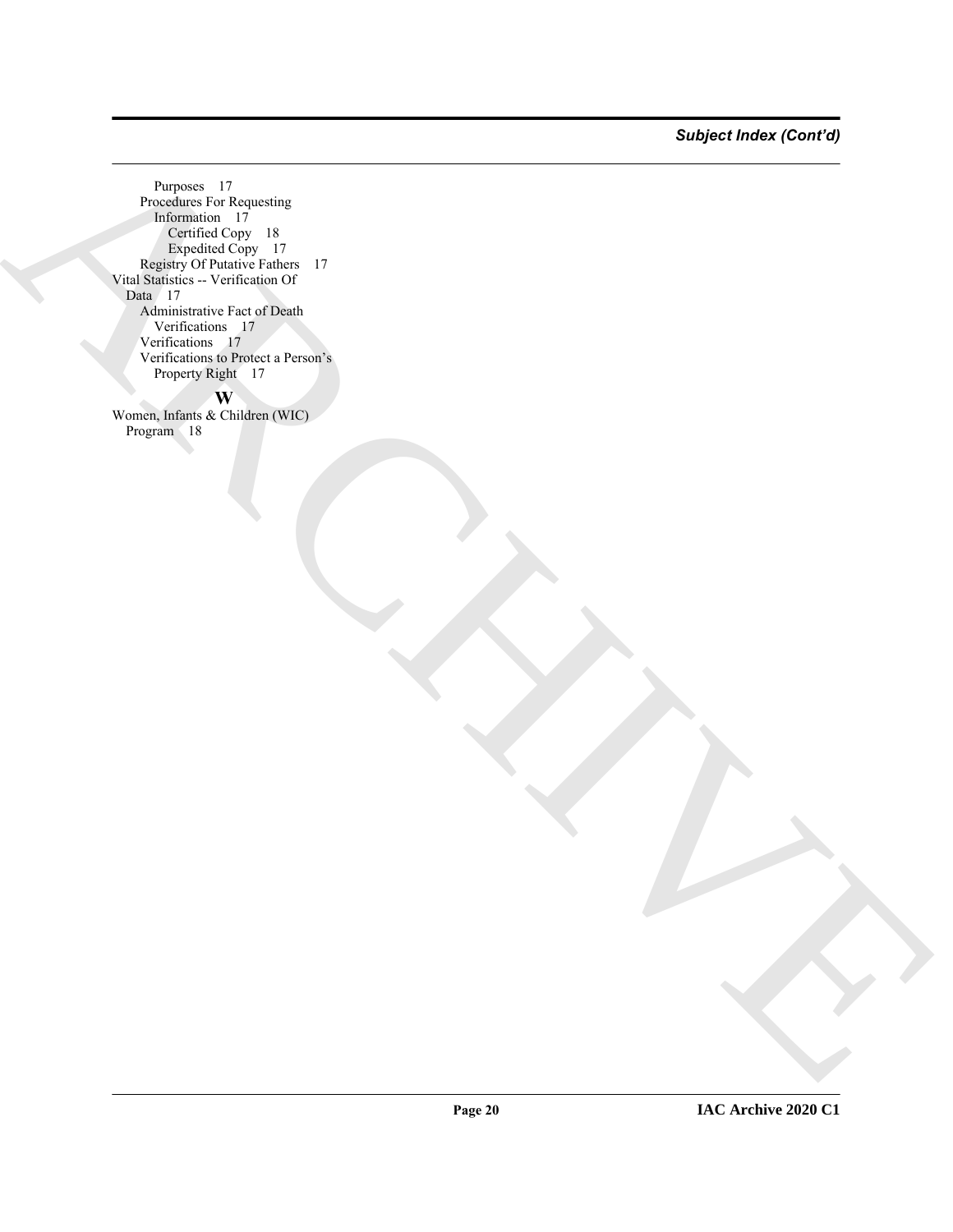Purposes 17
Procedures For Requesting Information 17
Certified Copy 18
Expedited Copy 17
Registry Of Putative Fathers 17
Vital Statistics -- Verification Of Data 17
Administrative Fact of Death Verifications 17
Verifications 17
Verifications to Protect a Person's Property Right 17

**W**

Women, Infants & Children (WIC) Program 18